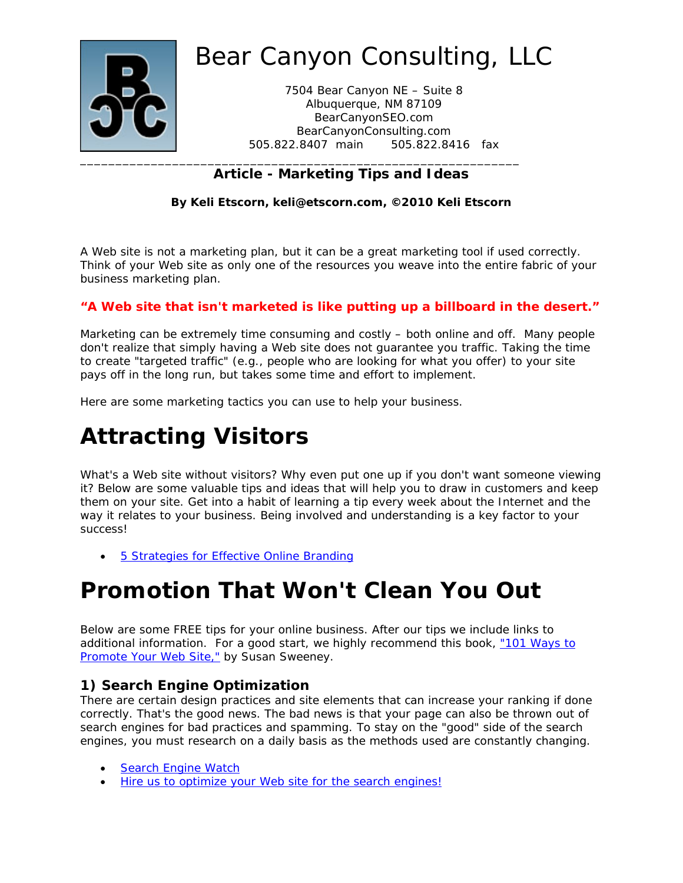# Bear Canyon Consulting, LLC

7504 Bear Canyon NE – Suite 8
Albuquerque, NM 87109
BearCanyonSEO.com
BearCanyonConsulting.com
505.822.8407 main    505.822.8416 fax

---

**Article - Marketing Tips and Ideas**

**By Keli Etscorn, keli@etscorn.com, ©2010 Keli Etscorn**

A Web site is not a marketing plan, but it can be a great marketing tool if used correctly. Think of your Web site as only one of the resources you weave into the entire fabric of your business marketing plan.

**"A Web site that isn't marketed is like putting up a billboard in the desert."**

Marketing can be extremely time consuming and costly – both online and off. Many people don't realize that simply having a Web site does not guarantee you traffic. Taking the time to create "targeted traffic" (e.g., people who are looking for what you offer) to your site pays off in the long run, but takes some time and effort to implement.

Here are some marketing tactics you can use to help your business.

# Attracting Visitors

What's a Web site without visitors? Why even put one up if you don't want someone viewing it? Below are some valuable tips and ideas that will help you to draw in customers and keep them on your site. Get into a habit of learning a tip every week about the Internet and the way it relates to your business. Being involved and understanding is a key factor to your success!

- 5 Strategies for Effective Online Branding

# Promotion That Won't Clean You Out

Below are some FREE tips for your online business. After our tips we include links to additional information. For a good start, we highly recommend this book, "101 Ways to Promote Your Web Site," by Susan Sweeney.

### 1) Search Engine Optimization

There are certain design practices and site elements that can increase your ranking if done correctly. That's the good news. The bad news is that your page can also be thrown out of search engines for bad practices and spamming. To stay on the "good" side of the search engines, you must research on a daily basis as the methods used are constantly changing.

- Search Engine Watch
- Hire us to optimize your Web site for the search engines!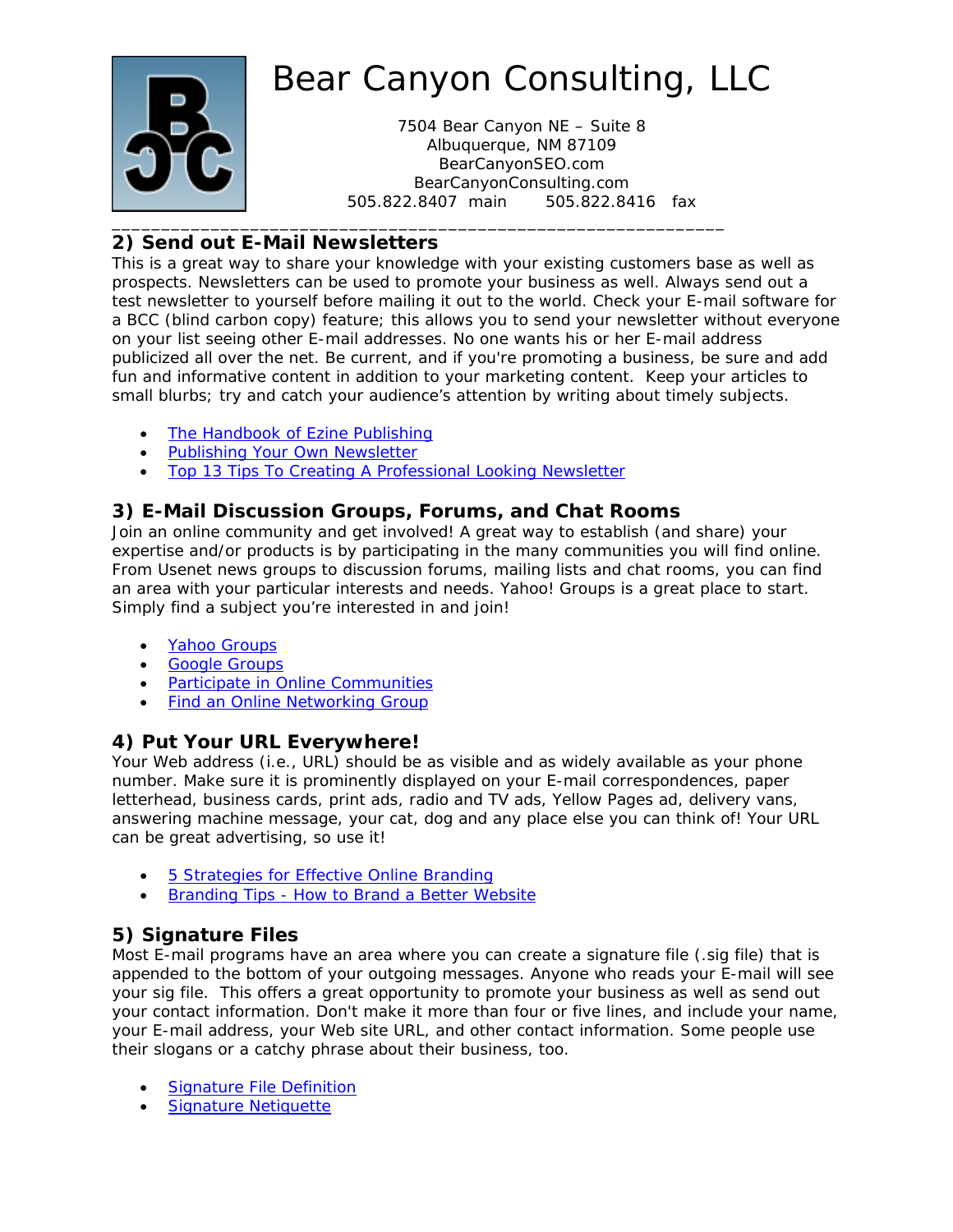# Bear Canyon Consulting, LLC

7504 Bear Canyon NE – Suite 8
Albuquerque, NM 87109
BearCanyonSEO.com
BearCanyonConsulting.com
505.822.8407 main 505.822.8416 fax

---

## 2) Send out E-Mail Newsletters

This is a great way to share your knowledge with your existing customers base as well as prospects. Newsletters can be used to promote your business as well. Always send out a test newsletter to yourself before mailing it out to the world. Check your E-mail software for a BCC (blind carbon copy) feature; this allows you to send your newsletter without everyone on your list seeing other E-mail addresses. No one wants his or her E-mail address publicized all over the net. Be current, and if you're promoting a business, be sure and add fun and informative content in addition to your marketing content. Keep your articles to small blurbs; try and catch your audience's attention by writing about timely subjects.

- The Handbook of Ezine Publishing
- Publishing Your Own Newsletter
- Top 13 Tips To Creating A Professional Looking Newsletter

## 3) E-Mail Discussion Groups, Forums, and Chat Rooms

Join an online community and get involved! A great way to establish (and share) your expertise and/or products is by participating in the many communities you will find online. From Usenet news groups to discussion forums, mailing lists and chat rooms, you can find an area with your particular interests and needs. Yahoo! Groups is a great place to start. Simply find a subject you're interested in and join!

- Yahoo Groups
- Google Groups
- Participate in Online Communities
- Find an Online Networking Group

## 4) Put Your URL Everywhere!

Your Web address (i.e., URL) should be as visible and as widely available as your phone number. Make sure it is prominently displayed on your E-mail correspondences, paper letterhead, business cards, print ads, radio and TV ads, Yellow Pages ad, delivery vans, answering machine message, your cat, dog and any place else you can think of! Your URL can be great advertising, so use it!

- 5 Strategies for Effective Online Branding
- Branding Tips - How to Brand a Better Website

## 5) Signature Files

Most E-mail programs have an area where you can create a signature file (.sig file) that is appended to the bottom of your outgoing messages. Anyone who reads your E-mail will see your sig file. This offers a great opportunity to promote your business as well as send out your contact information. Don't make it more than four or five lines, and include your name, your E-mail address, your Web site URL, and other contact information. Some people use their slogans or a catchy phrase about their business, too.

- Signature File Definition
- Signature Netiquette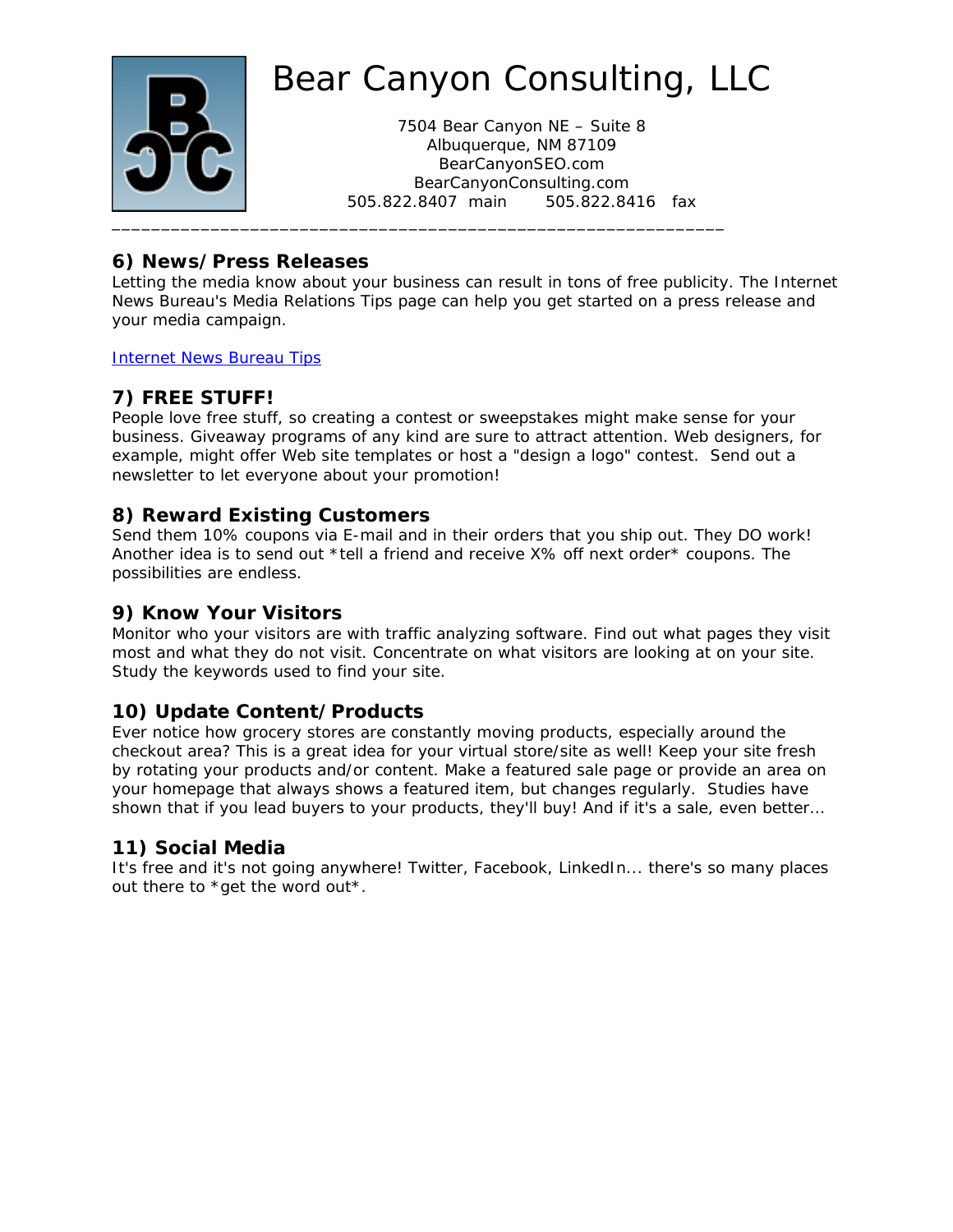# Bear Canyon Consulting, LLC

7504 Bear Canyon NE – Suite 8
Albuquerque, NM 87109
BearCanyonSEO.com
BearCanyonConsulting.com
505.822.8407 main    505.822.8416 fax

---

## 6) News/Press Releases

Letting the media know about your business can result in tons of free publicity. The Internet News Bureau's Media Relations Tips page can help you get started on a press release and your media campaign.

Internet News Bureau Tips

## 7) FREE STUFF!

People love free stuff, so creating a contest or sweepstakes might make sense for your business. Giveaway programs of any kind are sure to attract attention. Web designers, for example, might offer Web site templates or host a "design a logo" contest. Send out a newsletter to let everyone about your promotion!

## 8) Reward Existing Customers

Send them 10% coupons via E-mail and in their orders that you ship out. They DO work! Another idea is to send out *tell a friend and receive X% off next order* coupons. The possibilities are endless.

## 9) Know Your Visitors

Monitor who your visitors are with traffic analyzing software. Find out what pages they visit most and what they do not visit. Concentrate on what visitors are looking at on your site. Study the keywords used to find your site.

## 10) Update Content/Products

Ever notice how grocery stores are constantly moving products, especially around the checkout area? This is a great idea for your virtual store/site as well! Keep your site fresh by rotating your products and/or content. Make a featured sale page or provide an area on your homepage that always shows a featured item, but changes regularly. Studies have shown that if you lead buyers to your products, they'll buy! And if it's a sale, even better…

## 11) Social Media

It's free and it's not going anywhere! Twitter, Facebook, LinkedIn... there's so many places out there to *get the word out*.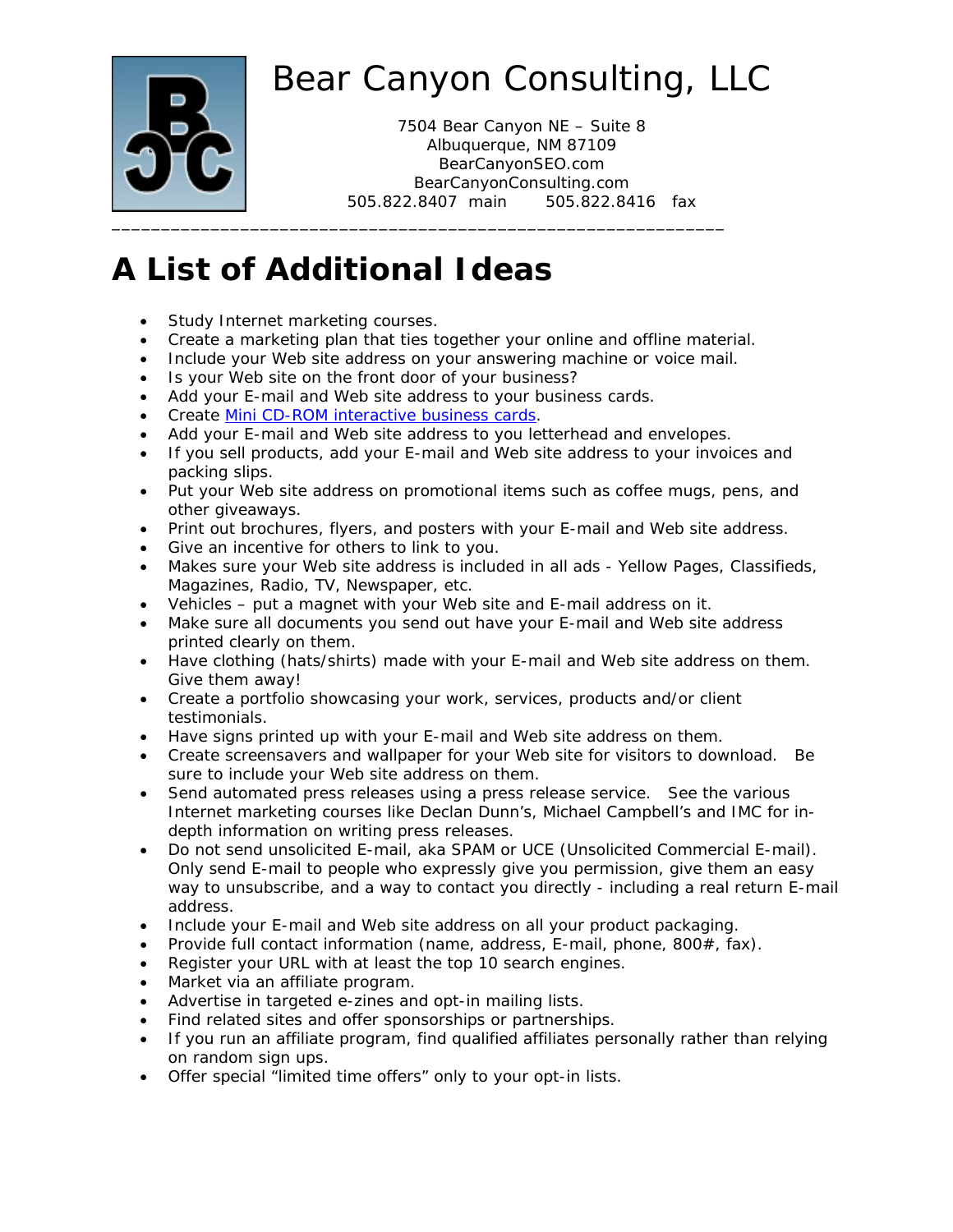# Bear Canyon Consulting, LLC

7504 Bear Canyon NE – Suite 8
Albuquerque, NM 87109
BearCanyonSEO.com
BearCanyonConsulting.com
505.822.8407 main 505.822.8416 fax

---

# A List of Additional Ideas

- Study Internet marketing courses.
- Create a marketing plan that ties together your online and offline material.
- Include your Web site address on your answering machine or voice mail.
- Is your Web site on the front door of your business?
- Add your E-mail and Web site address to your business cards.
- Create Mini CD-ROM interactive business cards.
- Add your E-mail and Web site address to you letterhead and envelopes.
- If you sell products, add your E-mail and Web site address to your invoices and packing slips.
- Put your Web site address on promotional items such as coffee mugs, pens, and other giveaways.
- Print out brochures, flyers, and posters with your E-mail and Web site address.
- Give an incentive for others to link to you.
- Makes sure your Web site address is included in all ads - Yellow Pages, Classifieds, Magazines, Radio, TV, Newspaper, etc.
- Vehicles – put a magnet with your Web site and E-mail address on it.
- Make sure all documents you send out have your E-mail and Web site address printed clearly on them.
- Have clothing (hats/shirts) made with your E-mail and Web site address on them. Give them away!
- Create a portfolio showcasing your work, services, products and/or client testimonials.
- Have signs printed up with your E-mail and Web site address on them.
- Create screensavers and wallpaper for your Web site for visitors to download. Be sure to include your Web site address on them.
- Send automated press releases using a press release service. See the various Internet marketing courses like Declan Dunn's, Michael Campbell's and IMC for in-depth information on writing press releases.
- Do not send unsolicited E-mail, aka SPAM or UCE (Unsolicited Commercial E-mail). Only send E-mail to people who expressly give you permission, give them an easy way to unsubscribe, and a way to contact you directly - including a real return E-mail address.
- Include your E-mail and Web site address on all your product packaging.
- Provide full contact information (name, address, E-mail, phone, 800#, fax).
- Register your URL with at least the top 10 search engines.
- Market via an affiliate program.
- Advertise in targeted e-zines and opt-in mailing lists.
- Find related sites and offer sponsorships or partnerships.
- If you run an affiliate program, find qualified affiliates personally rather than relying on random sign ups.
- Offer special "limited time offers" only to your opt-in lists.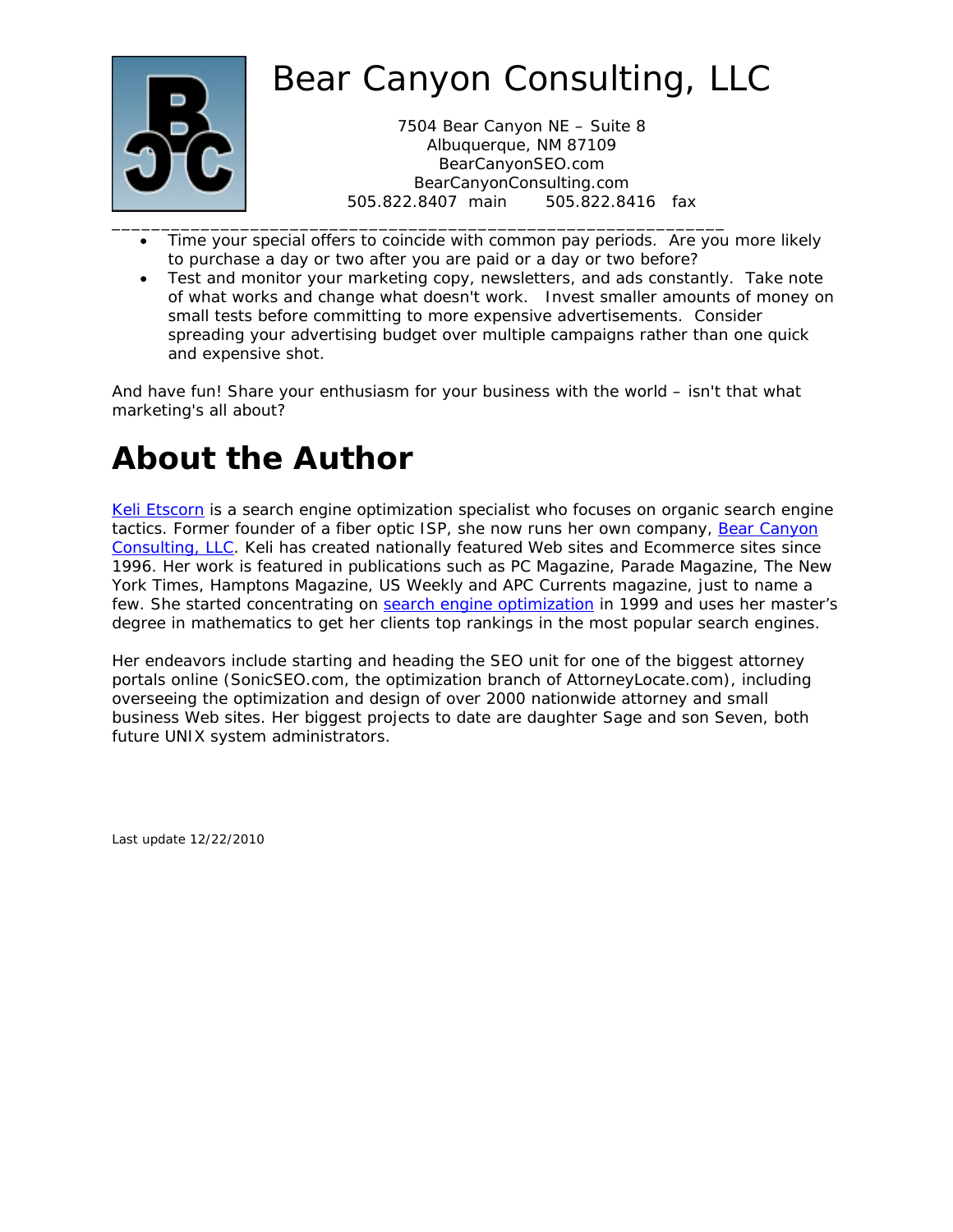- Time your special offers to coincide with common pay periods. Are you more likely to purchase a day or two after you are paid or a day or two before?
- Test and monitor your marketing copy, newsletters, and ads constantly. Take note of what works and change what doesn't work. Invest smaller amounts of money on small tests before committing to more expensive advertisements. Consider spreading your advertising budget over multiple campaigns rather than one quick and expensive shot.

And have fun! Share your enthusiasm for your business with the world – isn't that what marketing's all about?

# About the Author

Keli Etscorn is a search engine optimization specialist who focuses on organic search engine tactics. Former founder of a fiber optic ISP, she now runs her own company, Bear Canyon Consulting, LLC. Keli has created nationally featured Web sites and Ecommerce sites since 1996. Her work is featured in publications such as PC Magazine, Parade Magazine, The New York Times, Hamptons Magazine, US Weekly and APC Currents magazine, just to name a few. She started concentrating on search engine optimization in 1999 and uses her master's degree in mathematics to get her clients top rankings in the most popular search engines.

Her endeavors include starting and heading the SEO unit for one of the biggest attorney portals online (SonicSEO.com, the optimization branch of AttorneyLocate.com), including overseeing the optimization and design of over 2000 nationwide attorney and small business Web sites. Her biggest projects to date are daughter Sage and son Seven, both future UNIX system administrators.

Last update 12/22/2010